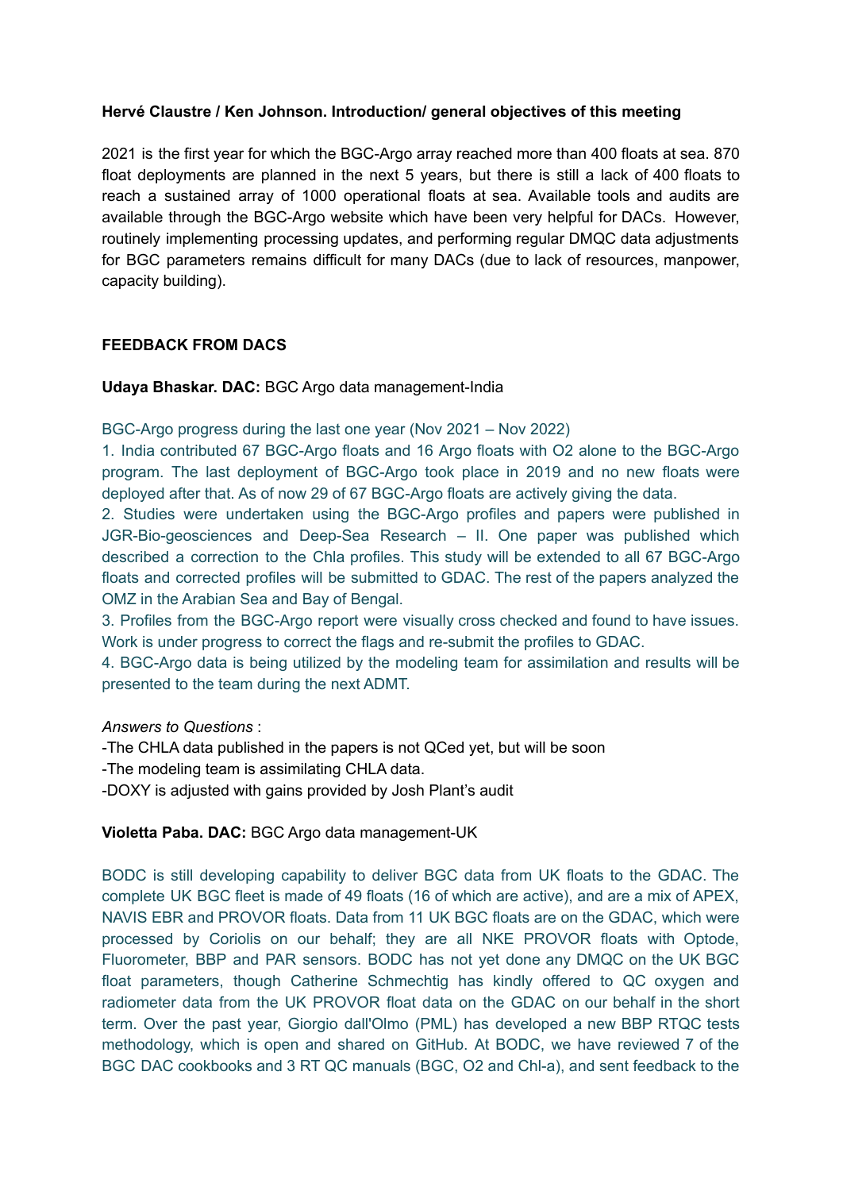**Hervé Claustre / Ken Johnson. Introduction/ general objectives of this meeting**

2021 is the first year for which the BGC-Argo array reached more than 400 floats at sea. 870 float deployments are planned in the next 5 years, but there is still a lack of 400 floats to reach a sustained array of 1000 operational floats at sea. Available tools and audits are available through the BGC-Argo website which have been very helpful for DACs. However, routinely implementing processing updates, and performing regular DMQC data adjustments for BGC parameters remains difficult for many DACs (due to lack of resources, manpower, capacity building).

**FEEDBACK FROM DACS**

**Udaya Bhaskar. DAC:** BGC Argo data management-India

BGC-Argo progress during the last one year (Nov 2021 – Nov 2022)

1. India contributed 67 BGC-Argo floats and 16 Argo floats with O2 alone to the BGC-Argo program. The last deployment of BGC-Argo took place in 2019 and no new floats were deployed after that. As of now 29 of 67 BGC-Argo floats are actively giving the data.
2. Studies were undertaken using the BGC-Argo profiles and papers were published in JGR-Bio-geosciences and Deep-Sea Research – II. One paper was published which described a correction to the Chla profiles. This study will be extended to all 67 BGC-Argo floats and corrected profiles will be submitted to GDAC. The rest of the papers analyzed the OMZ in the Arabian Sea and Bay of Bengal.
3. Profiles from the BGC-Argo report were visually cross checked and found to have issues. Work is under progress to correct the flags and re-submit the profiles to GDAC.
4. BGC-Argo data is being utilized by the modeling team for assimilation and results will be presented to the team during the next ADMT.

*Answers to Questions* :

-The CHLA data published in the papers is not QCed yet, but will be soon

-The modeling team is assimilating CHLA data.

-DOXY is adjusted with gains provided by Josh Plant's audit

**Violetta Paba. DAC:** BGC Argo data management-UK

BODC is still developing capability to deliver BGC data from UK floats to the GDAC. The complete UK BGC fleet is made of 49 floats (16 of which are active), and are a mix of APEX, NAVIS EBR and PROVOR floats. Data from 11 UK BGC floats are on the GDAC, which were processed by Coriolis on our behalf; they are all NKE PROVOR floats with Optode, Fluorometer, BBP and PAR sensors. BODC has not yet done any DMQC on the UK BGC float parameters, though Catherine Schmechtig has kindly offered to QC oxygen and radiometer data from the UK PROVOR float data on the GDAC on our behalf in the short term. Over the past year, Giorgio dall'Olmo (PML) has developed a new BBP RTQC tests methodology, which is open and shared on GitHub. At BODC, we have reviewed 7 of the BGC DAC cookbooks and 3 RT QC manuals (BGC, O2 and Chl-a), and sent feedback to the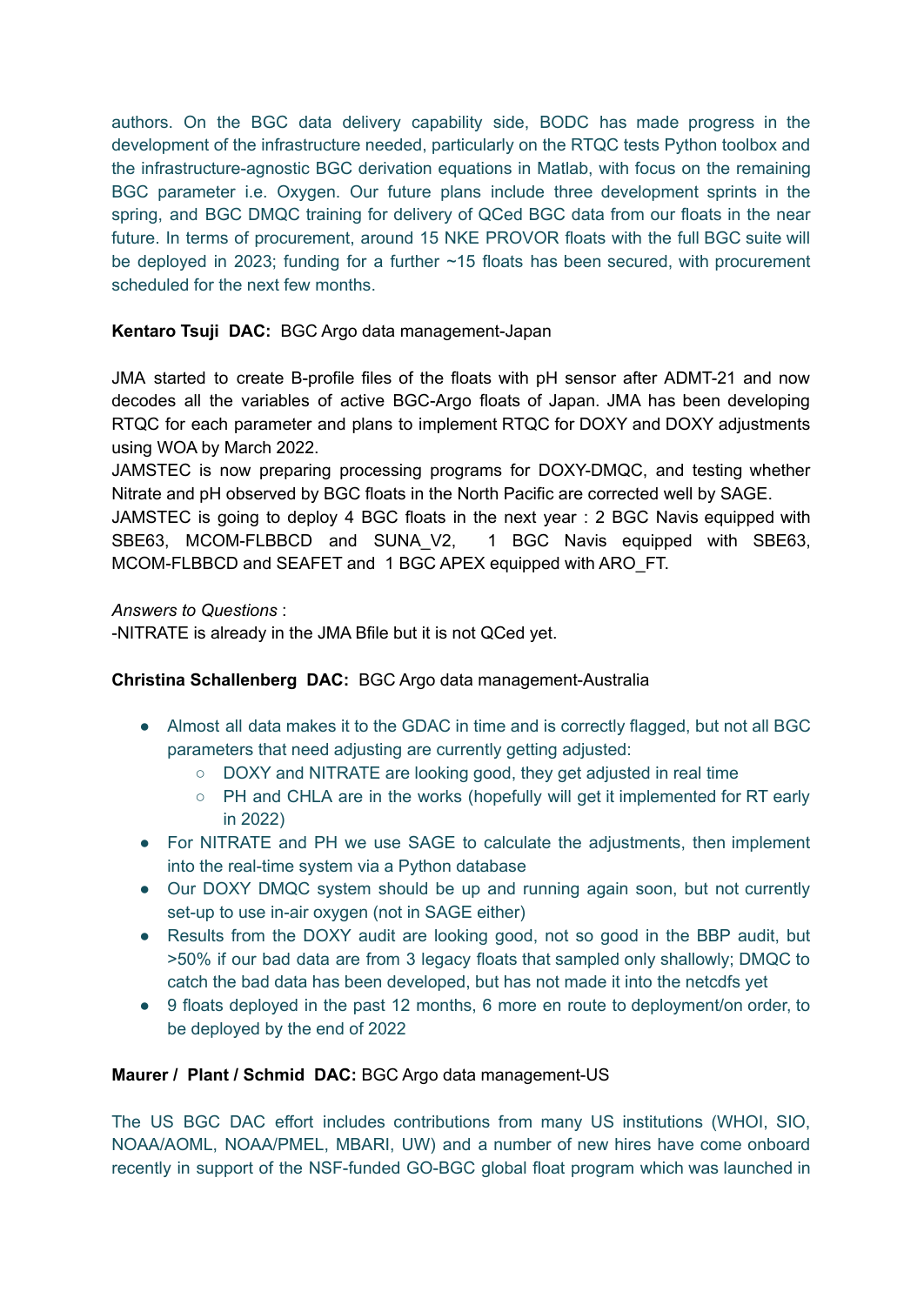authors. On the BGC data delivery capability side, BODC has made progress in the development of the infrastructure needed, particularly on the RTQC tests Python toolbox and the infrastructure-agnostic BGC derivation equations in Matlab, with focus on the remaining BGC parameter i.e. Oxygen. Our future plans include three development sprints in the spring, and BGC DMQC training for delivery of QCed BGC data from our floats in the near future. In terms of procurement, around 15 NKE PROVOR floats with the full BGC suite will be deployed in 2023; funding for a further ~15 floats has been secured, with procurement scheduled for the next few months.

**Kentaro Tsuji DAC:** BGC Argo data management-Japan

JMA started to create B-profile files of the floats with pH sensor after ADMT-21 and now decodes all the variables of active BGC-Argo floats of Japan. JMA has been developing RTQC for each parameter and plans to implement RTQC for DOXY and DOXY adjustments using WOA by March 2022.
JAMSTEC is now preparing processing programs for DOXY-DMQC, and testing whether Nitrate and pH observed by BGC floats in the North Pacific are corrected well by SAGE.
JAMSTEC is going to deploy 4 BGC floats in the next year : 2 BGC Navis equipped with SBE63, MCOM-FLBBCD and SUNA_V2, 1 BGC Navis equipped with SBE63, MCOM-FLBBCD and SEAFET and 1 BGC APEX equipped with ARO_FT.

*Answers to Questions* :
-NITRATE is already in the JMA Bfile but it is not QCed yet.

**Christina Schallenberg DAC:** BGC Argo data management-Australia

- Almost all data makes it to the GDAC in time and is correctly flagged, but not all BGC parameters that need adjusting are currently getting adjusted:
  - DOXY and NITRATE are looking good, they get adjusted in real time
  - PH and CHLA are in the works (hopefully will get it implemented for RT early in 2022)
- For NITRATE and PH we use SAGE to calculate the adjustments, then implement into the real-time system via a Python database
- Our DOXY DMQC system should be up and running again soon, but not currently set-up to use in-air oxygen (not in SAGE either)
- Results from the DOXY audit are looking good, not so good in the BBP audit, but >50% if our bad data are from 3 legacy floats that sampled only shallowly; DMQC to catch the bad data has been developed, but has not made it into the netcdfs yet
- 9 floats deployed in the past 12 months, 6 more en route to deployment/on order, to be deployed by the end of 2022

**Maurer / Plant / Schmid DAC:** BGC Argo data management-US

The US BGC DAC effort includes contributions from many US institutions (WHOI, SIO, NOAA/AOML, NOAA/PMEL, MBARI, UW) and a number of new hires have come onboard recently in support of the NSF-funded GO-BGC global float program which was launched in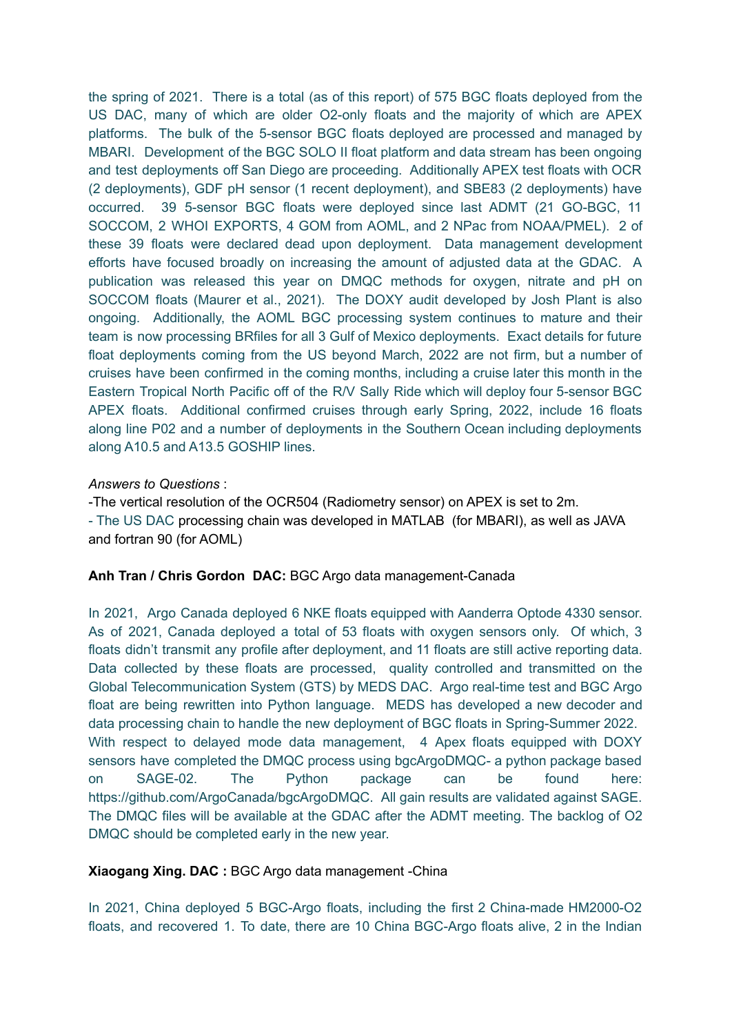the spring of 2021. There is a total (as of this report) of 575 BGC floats deployed from the US DAC, many of which are older O2-only floats and the majority of which are APEX platforms. The bulk of the 5-sensor BGC floats deployed are processed and managed by MBARI. Development of the BGC SOLO II float platform and data stream has been ongoing and test deployments off San Diego are proceeding. Additionally APEX test floats with OCR (2 deployments), GDF pH sensor (1 recent deployment), and SBE83 (2 deployments) have occurred. 39 5-sensor BGC floats were deployed since last ADMT (21 GO-BGC, 11 SOCCOM, 2 WHOI EXPORTS, 4 GOM from AOML, and 2 NPac from NOAA/PMEL). 2 of these 39 floats were declared dead upon deployment. Data management development efforts have focused broadly on increasing the amount of adjusted data at the GDAC. A publication was released this year on DMQC methods for oxygen, nitrate and pH on SOCCOM floats (Maurer et al., 2021). The DOXY audit developed by Josh Plant is also ongoing. Additionally, the AOML BGC processing system continues to mature and their team is now processing BRfiles for all 3 Gulf of Mexico deployments. Exact details for future float deployments coming from the US beyond March, 2022 are not firm, but a number of cruises have been confirmed in the coming months, including a cruise later this month in the Eastern Tropical North Pacific off of the R/V Sally Ride which will deploy four 5-sensor BGC APEX floats. Additional confirmed cruises through early Spring, 2022, include 16 floats along line P02 and a number of deployments in the Southern Ocean including deployments along A10.5 and A13.5 GOSHIP lines.

*Answers to Questions* :

-The vertical resolution of the OCR504 (Radiometry sensor) on APEX is set to 2m.

- The US DAC processing chain was developed in MATLAB (for MBARI), as well as JAVA and fortran 90 (for AOML)

**Anh Tran / Chris Gordon DAC:** BGC Argo data management-Canada

In 2021, Argo Canada deployed 6 NKE floats equipped with Aanderra Optode 4330 sensor. As of 2021, Canada deployed a total of 53 floats with oxygen sensors only. Of which, 3 floats didn't transmit any profile after deployment, and 11 floats are still active reporting data. Data collected by these floats are processed, quality controlled and transmitted on the Global Telecommunication System (GTS) by MEDS DAC. Argo real-time test and BGC Argo float are being rewritten into Python language. MEDS has developed a new decoder and data processing chain to handle the new deployment of BGC floats in Spring-Summer 2022. With respect to delayed mode data management, 4 Apex floats equipped with DOXY sensors have completed the DMQC process using bgcArgoDMQC- a python package based on SAGE-02. The Python package can be found here: https://github.com/ArgoCanada/bgcArgoDMQC. All gain results are validated against SAGE. The DMQC files will be available at the GDAC after the ADMT meeting. The backlog of O2 DMQC should be completed early in the new year.

**Xiaogang Xing. DAC :** BGC Argo data management -China

In 2021, China deployed 5 BGC-Argo floats, including the first 2 China-made HM2000-O2 floats, and recovered 1. To date, there are 10 China BGC-Argo floats alive, 2 in the Indian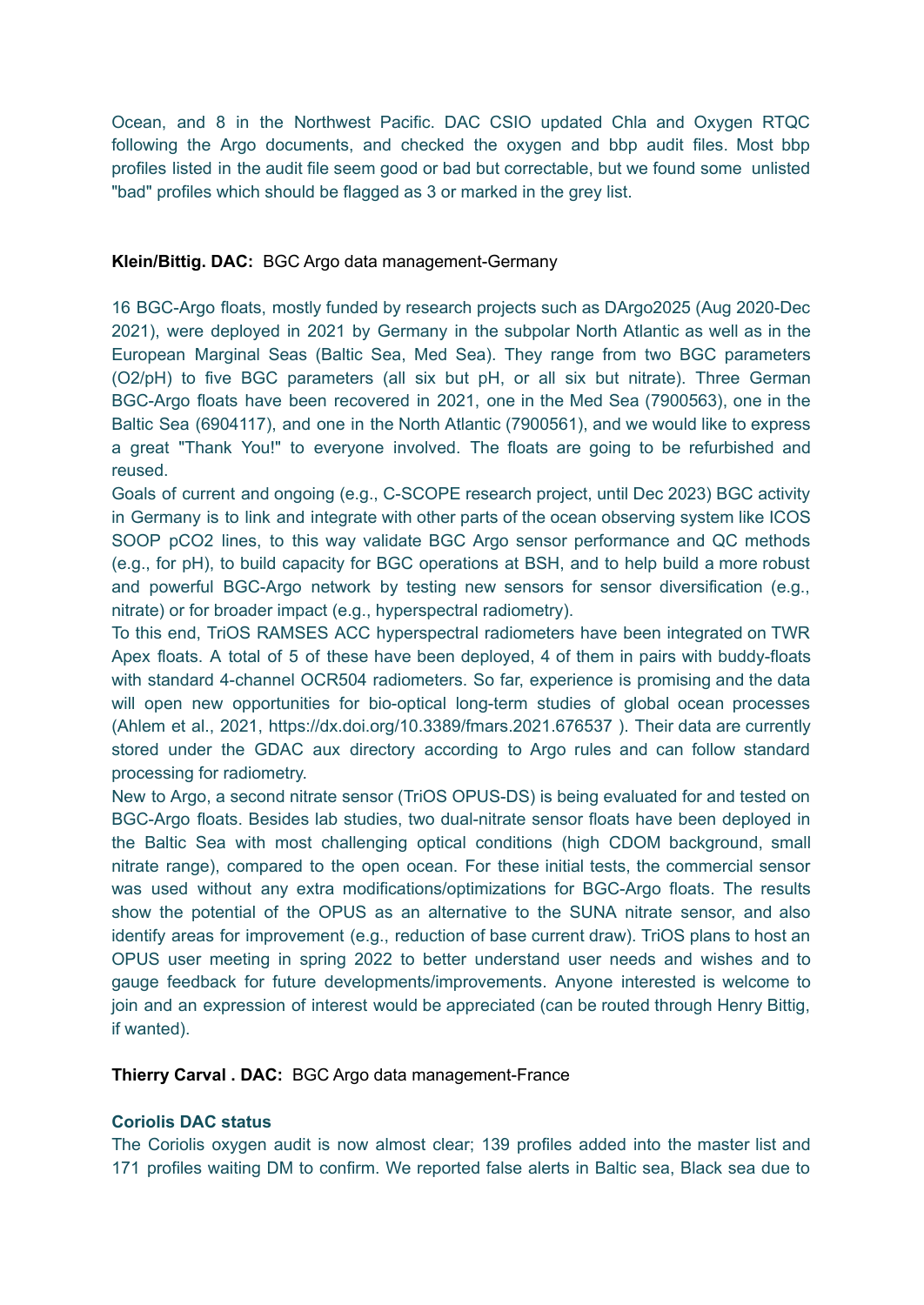Ocean, and 8 in the Northwest Pacific. DAC CSIO updated Chla and Oxygen RTQC following the Argo documents, and checked the oxygen and bbp audit files. Most bbp profiles listed in the audit file seem good or bad but correctable, but we found some unlisted "bad" profiles which should be flagged as 3 or marked in the grey list.

**Klein/Bittig. DAC:** BGC Argo data management-Germany

16 BGC-Argo floats, mostly funded by research projects such as DArgo2025 (Aug 2020-Dec 2021), were deployed in 2021 by Germany in the subpolar North Atlantic as well as in the European Marginal Seas (Baltic Sea, Med Sea). They range from two BGC parameters (O2/pH) to five BGC parameters (all six but pH, or all six but nitrate). Three German BGC-Argo floats have been recovered in 2021, one in the Med Sea (7900563), one in the Baltic Sea (6904117), and one in the North Atlantic (7900561), and we would like to express a great "Thank You!" to everyone involved. The floats are going to be refurbished and reused.

Goals of current and ongoing (e.g., C-SCOPE research project, until Dec 2023) BGC activity in Germany is to link and integrate with other parts of the ocean observing system like ICOS SOOP pCO2 lines, to this way validate BGC Argo sensor performance and QC methods (e.g., for pH), to build capacity for BGC operations at BSH, and to help build a more robust and powerful BGC-Argo network by testing new sensors for sensor diversification (e.g., nitrate) or for broader impact (e.g., hyperspectral radiometry).

To this end, TriOS RAMSES ACC hyperspectral radiometers have been integrated on TWR Apex floats. A total of 5 of these have been deployed, 4 of them in pairs with buddy-floats with standard 4-channel OCR504 radiometers. So far, experience is promising and the data will open new opportunities for bio-optical long-term studies of global ocean processes (Ahlem et al., 2021, https://dx.doi.org/10.3389/fmars.2021.676537 ). Their data are currently stored under the GDAC aux directory according to Argo rules and can follow standard processing for radiometry.

New to Argo, a second nitrate sensor (TriOS OPUS-DS) is being evaluated for and tested on BGC-Argo floats. Besides lab studies, two dual-nitrate sensor floats have been deployed in the Baltic Sea with most challenging optical conditions (high CDOM background, small nitrate range), compared to the open ocean. For these initial tests, the commercial sensor was used without any extra modifications/optimizations for BGC-Argo floats. The results show the potential of the OPUS as an alternative to the SUNA nitrate sensor, and also identify areas for improvement (e.g., reduction of base current draw). TriOS plans to host an OPUS user meeting in spring 2022 to better understand user needs and wishes and to gauge feedback for future developments/improvements. Anyone interested is welcome to join and an expression of interest would be appreciated (can be routed through Henry Bittig, if wanted).

**Thierry Carval . DAC:** BGC Argo data management-France

**Coriolis DAC status**

The Coriolis oxygen audit is now almost clear; 139 profiles added into the master list and 171 profiles waiting DM to confirm. We reported false alerts in Baltic sea, Black sea due to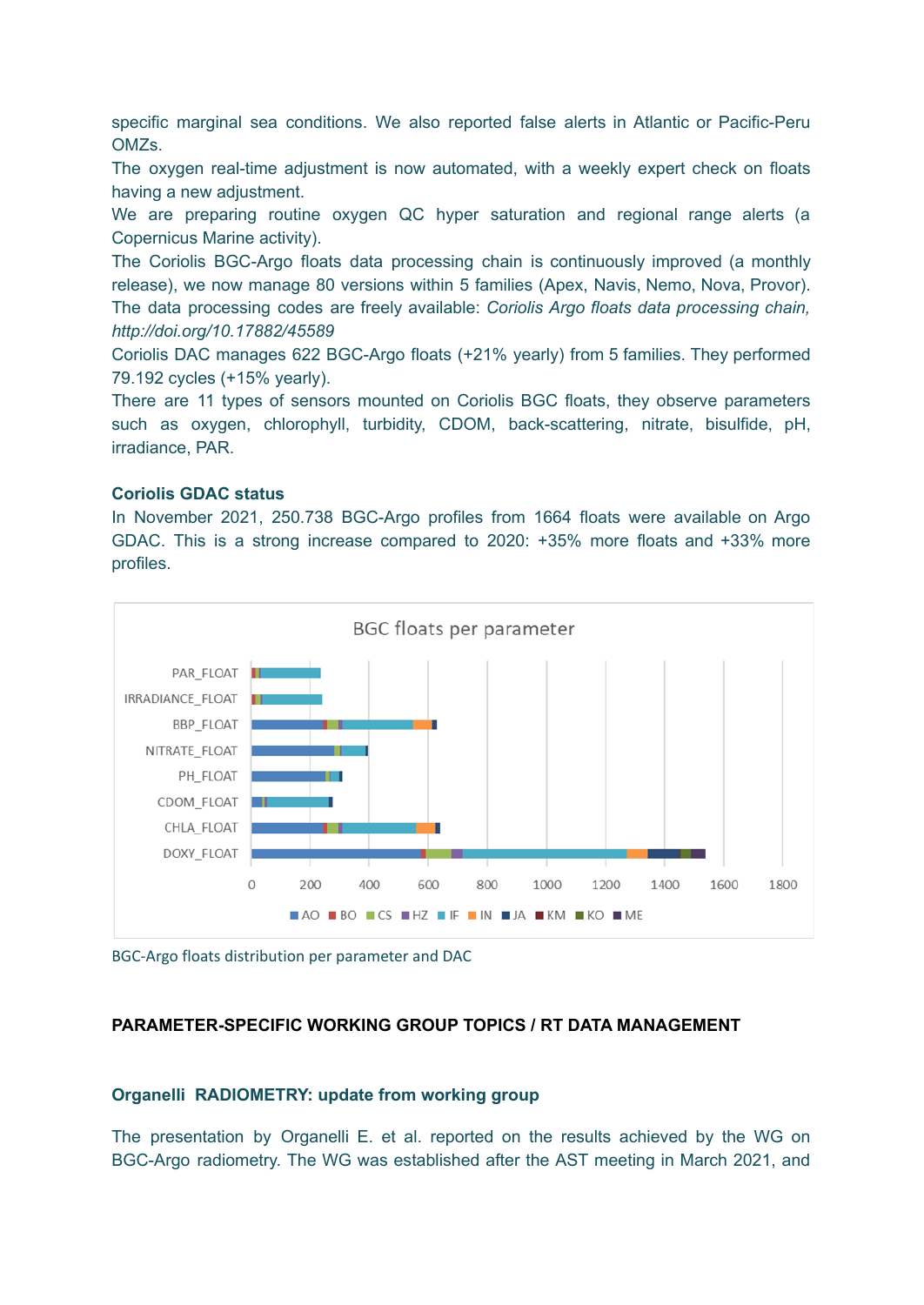specific marginal sea conditions. We also reported false alerts in Atlantic or Pacific-Peru OMZs.

The oxygen real-time adjustment is now automated, with a weekly expert check on floats having a new adjustment.

We are preparing routine oxygen QC hyper saturation and regional range alerts (a Copernicus Marine activity).

The Coriolis BGC-Argo floats data processing chain is continuously improved (a monthly release), we now manage 80 versions within 5 families (Apex, Navis, Nemo, Nova, Provor).

The data processing codes are freely available: *Coriolis Argo floats data processing chain, http://doi.org/10.17882/45589*

Coriolis DAC manages 622 BGC-Argo floats (+21% yearly) from 5 families. They performed 79.192 cycles (+15% yearly).

There are 11 types of sensors mounted on Coriolis BGC floats, they observe parameters such as oxygen, chlorophyll, turbidity, CDOM, back-scattering, nitrate, bisulfide, pH, irradiance, PAR.

### Coriolis GDAC status

In November 2021, 250.738 BGC-Argo profiles from 1664 floats were available on Argo GDAC. This is a strong increase compared to 2020: +35% more floats and +33% more profiles.

BGC-Argo floats distribution per parameter and DAC

## PARAMETER-SPECIFIC WORKING GROUP TOPICS / RT DATA MANAGEMENT

### Organelli RADIOMETRY: update from working group

The presentation by Organelli E. et al. reported on the results achieved by the WG on BGC-Argo radiometry. The WG was established after the AST meeting in March 2021, and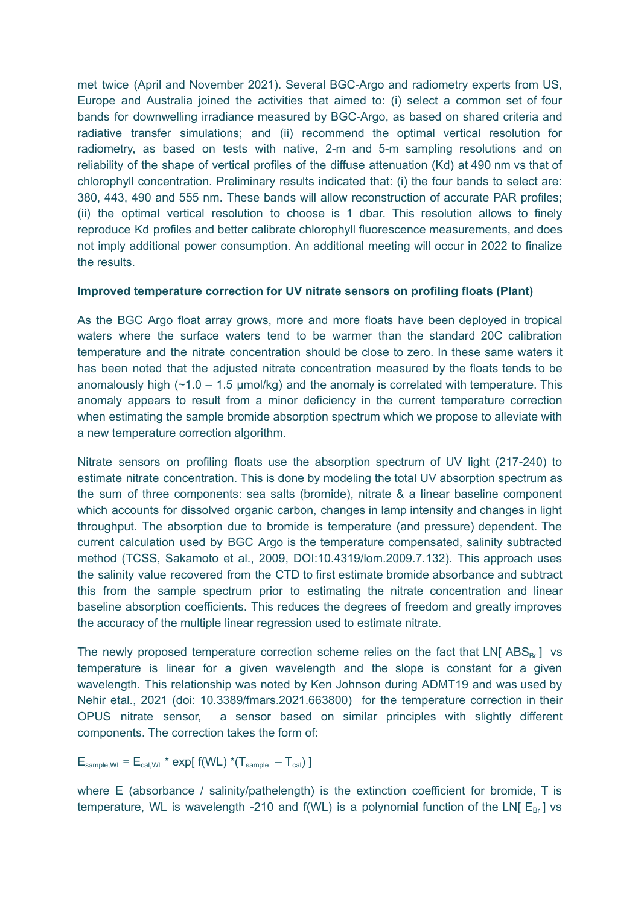met twice (April and November 2021). Several BGC-Argo and radiometry experts from US, Europe and Australia joined the activities that aimed to: (i) select a common set of four bands for downwelling irradiance measured by BGC-Argo, as based on shared criteria and radiative transfer simulations; and (ii) recommend the optimal vertical resolution for radiometry, as based on tests with native, 2-m and 5-m sampling resolutions and on reliability of the shape of vertical profiles of the diffuse attenuation (Kd) at 490 nm vs that of chlorophyll concentration. Preliminary results indicated that: (i) the four bands to select are: 380, 443, 490 and 555 nm. These bands will allow reconstruction of accurate PAR profiles; (ii) the optimal vertical resolution to choose is 1 dbar. This resolution allows to finely reproduce Kd profiles and better calibrate chlorophyll fluorescence measurements, and does not imply additional power consumption. An additional meeting will occur in 2022 to finalize the results.

**Improved temperature correction for UV nitrate sensors on profiling floats (Plant)**

As the BGC Argo float array grows, more and more floats have been deployed in tropical waters where the surface waters tend to be warmer than the standard 20C calibration temperature and the nitrate concentration should be close to zero. In these same waters it has been noted that the adjusted nitrate concentration measured by the floats tends to be anomalously high (~1.0 – 1.5 µmol/kg) and the anomaly is correlated with temperature. This anomaly appears to result from a minor deficiency in the current temperature correction when estimating the sample bromide absorption spectrum which we propose to alleviate with a new temperature correction algorithm.

Nitrate sensors on profiling floats use the absorption spectrum of UV light (217-240) to estimate nitrate concentration. This is done by modeling the total UV absorption spectrum as the sum of three components: sea salts (bromide), nitrate & a linear baseline component which accounts for dissolved organic carbon, changes in lamp intensity and changes in light throughput. The absorption due to bromide is temperature (and pressure) dependent. The current calculation used by BGC Argo is the temperature compensated, salinity subtracted method (TCSS, Sakamoto et al., 2009, DOI:10.4319/lom.2009.7.132). This approach uses the salinity value recovered from the CTD to first estimate bromide absorbance and subtract this from the sample spectrum prior to estimating the nitrate concentration and linear baseline absorption coefficients. This reduces the degrees of freedom and greatly improves the accuracy of the multiple linear regression used to estimate nitrate.

The newly proposed temperature correction scheme relies on the fact that LN[ $ABS_{Br}$ ] vs temperature is linear for a given wavelength and the slope is constant for a given wavelength. This relationship was noted by Ken Johnson during ADMT19 and was used by Nehir etal., 2021 (doi: 10.3389/fmars.2021.663800) for the temperature correction in their OPUS nitrate sensor, a sensor based on similar principles with slightly different components. The correction takes the form of:

$$E_{sample,WL} = E_{cal,WL} * \exp[\, f(WL) *(T_{sample} - T_{cal})\, ]$$

where E (absorbance / salinity/pathelength) is the extinction coefficient for bromide, T is temperature, WL is wavelength -210 and f(WL) is a polynomial function of the LN[ $E_{Br}$ ] vs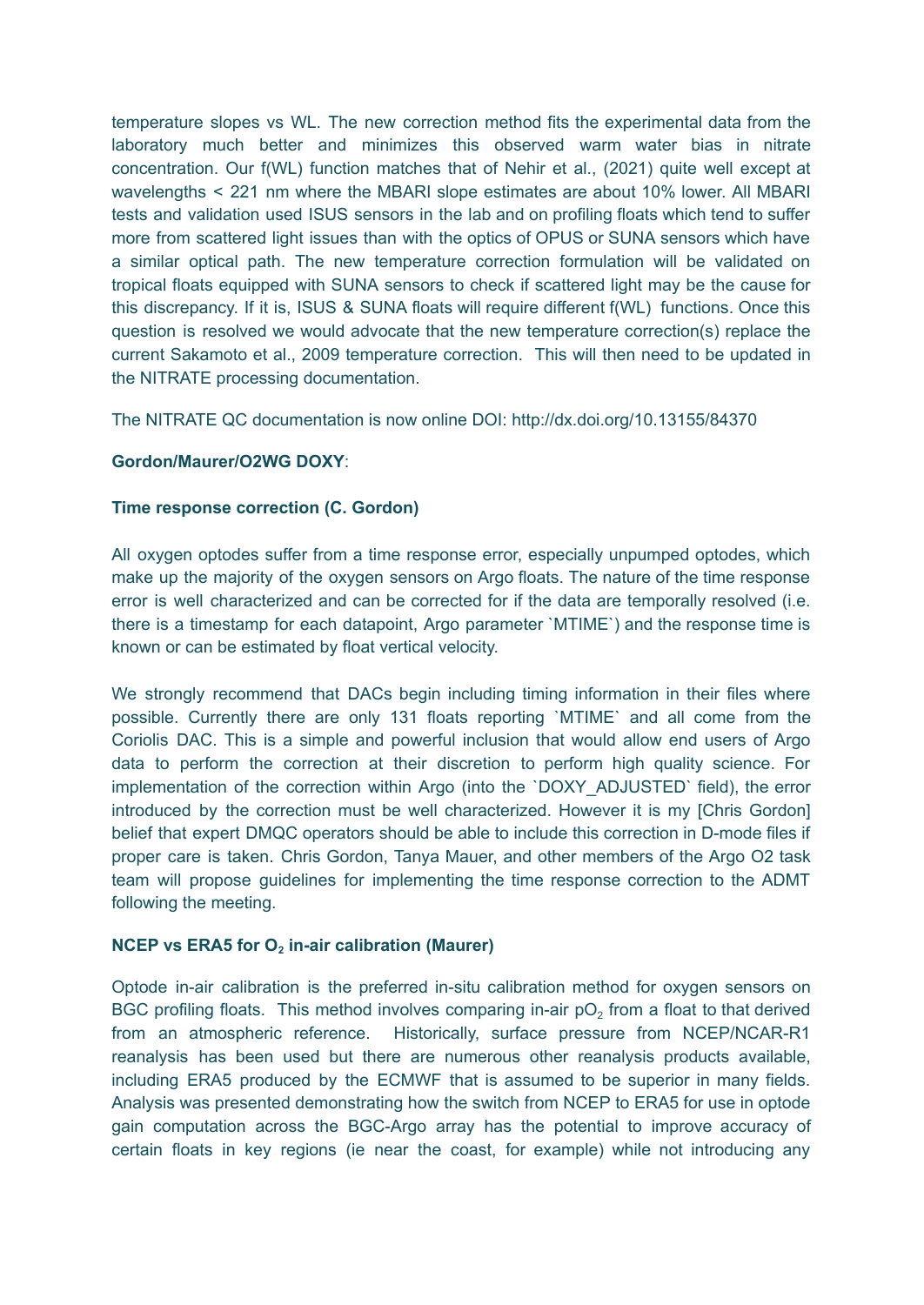temperature slopes vs WL. The new correction method fits the experimental data from the laboratory much better and minimizes this observed warm water bias in nitrate concentration. Our f(WL) function matches that of Nehir et al., (2021) quite well except at wavelengths < 221 nm where the MBARI slope estimates are about 10% lower. All MBARI tests and validation used ISUS sensors in the lab and on profiling floats which tend to suffer more from scattered light issues than with the optics of OPUS or SUNA sensors which have a similar optical path. The new temperature correction formulation will be validated on tropical floats equipped with SUNA sensors to check if scattered light may be the cause for this discrepancy. If it is, ISUS & SUNA floats will require different f(WL) functions. Once this question is resolved we would advocate that the new temperature correction(s) replace the current Sakamoto et al., 2009 temperature correction. This will then need to be updated in the NITRATE processing documentation.

The NITRATE QC documentation is now online DOI: http://dx.doi.org/10.13155/84370

**Gordon/Maurer/O2WG DOXY**:

**Time response correction (C. Gordon)**

All oxygen optodes suffer from a time response error, especially unpumped optodes, which make up the majority of the oxygen sensors on Argo floats. The nature of the time response error is well characterized and can be corrected for if the data are temporally resolved (i.e. there is a timestamp for each datapoint, Argo parameter `MTIME`) and the response time is known or can be estimated by float vertical velocity.

We strongly recommend that DACs begin including timing information in their files where possible. Currently there are only 131 floats reporting `MTIME` and all come from the Coriolis DAC. This is a simple and powerful inclusion that would allow end users of Argo data to perform the correction at their discretion to perform high quality science. For implementation of the correction within Argo (into the `DOXY_ADJUSTED` field), the error introduced by the correction must be well characterized. However it is my [Chris Gordon] belief that expert DMQC operators should be able to include this correction in D-mode files if proper care is taken. Chris Gordon, Tanya Mauer, and other members of the Argo O2 task team will propose guidelines for implementing the time response correction to the ADMT following the meeting.

**NCEP vs ERA5 for $O_2$ in-air calibration (Maurer)**

Optode in-air calibration is the preferred in-situ calibration method for oxygen sensors on BGC profiling floats. This method involves comparing in-air $pO_2$ from a float to that derived from an atmospheric reference. Historically, surface pressure from NCEP/NCAR-R1 reanalysis has been used but there are numerous other reanalysis products available, including ERA5 produced by the ECMWF that is assumed to be superior in many fields. Analysis was presented demonstrating how the switch from NCEP to ERA5 for use in optode gain computation across the BGC-Argo array has the potential to improve accuracy of certain floats in key regions (ie near the coast, for example) while not introducing any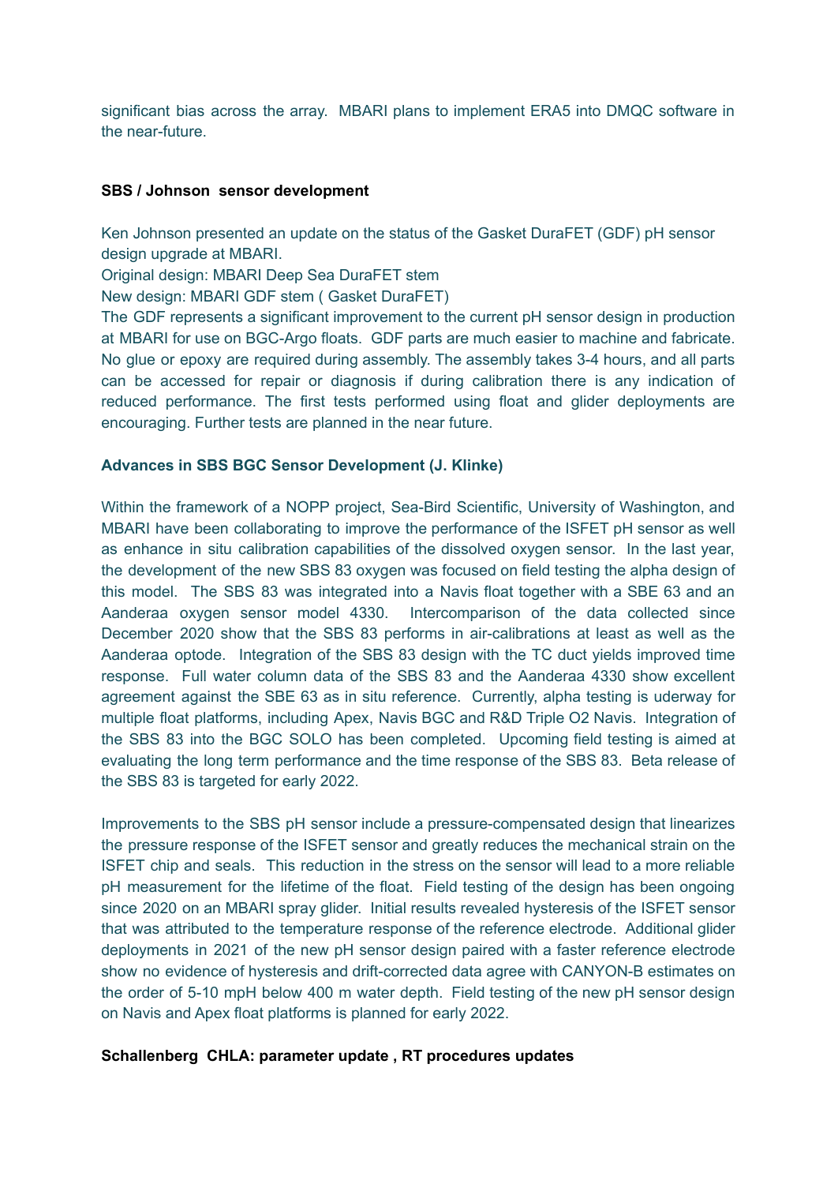significant bias across the array. MBARI plans to implement ERA5 into DMQC software in the near-future.

**SBS / Johnson sensor development**

Ken Johnson presented an update on the status of the Gasket DuraFET (GDF) pH sensor design upgrade at MBARI.

Original design: MBARI Deep Sea DuraFET stem

New design: MBARI GDF stem ( Gasket DuraFET)

The GDF represents a significant improvement to the current pH sensor design in production at MBARI for use on BGC-Argo floats. GDF parts are much easier to machine and fabricate. No glue or epoxy are required during assembly. The assembly takes 3-4 hours, and all parts can be accessed for repair or diagnosis if during calibration there is any indication of reduced performance. The first tests performed using float and glider deployments are encouraging. Further tests are planned in the near future.

**Advances in SBS BGC Sensor Development (J. Klinke)**

Within the framework of a NOPP project, Sea-Bird Scientific, University of Washington, and MBARI have been collaborating to improve the performance of the ISFET pH sensor as well as enhance in situ calibration capabilities of the dissolved oxygen sensor. In the last year, the development of the new SBS 83 oxygen was focused on field testing the alpha design of this model. The SBS 83 was integrated into a Navis float together with a SBE 63 and an Aanderaa oxygen sensor model 4330. Intercomparison of the data collected since December 2020 show that the SBS 83 performs in air-calibrations at least as well as the Aanderaa optode. Integration of the SBS 83 design with the TC duct yields improved time response. Full water column data of the SBS 83 and the Aanderaa 4330 show excellent agreement against the SBE 63 as in situ reference. Currently, alpha testing is uderway for multiple float platforms, including Apex, Navis BGC and R&D Triple O2 Navis. Integration of the SBS 83 into the BGC SOLO has been completed. Upcoming field testing is aimed at evaluating the long term performance and the time response of the SBS 83. Beta release of the SBS 83 is targeted for early 2022.

Improvements to the SBS pH sensor include a pressure-compensated design that linearizes the pressure response of the ISFET sensor and greatly reduces the mechanical strain on the ISFET chip and seals. This reduction in the stress on the sensor will lead to a more reliable pH measurement for the lifetime of the float. Field testing of the design has been ongoing since 2020 on an MBARI spray glider. Initial results revealed hysteresis of the ISFET sensor that was attributed to the temperature response of the reference electrode. Additional glider deployments in 2021 of the new pH sensor design paired with a faster reference electrode show no evidence of hysteresis and drift-corrected data agree with CANYON-B estimates on the order of 5-10 mpH below 400 m water depth. Field testing of the new pH sensor design on Navis and Apex float platforms is planned for early 2022.

**Schallenberg CHLA: parameter update , RT procedures updates**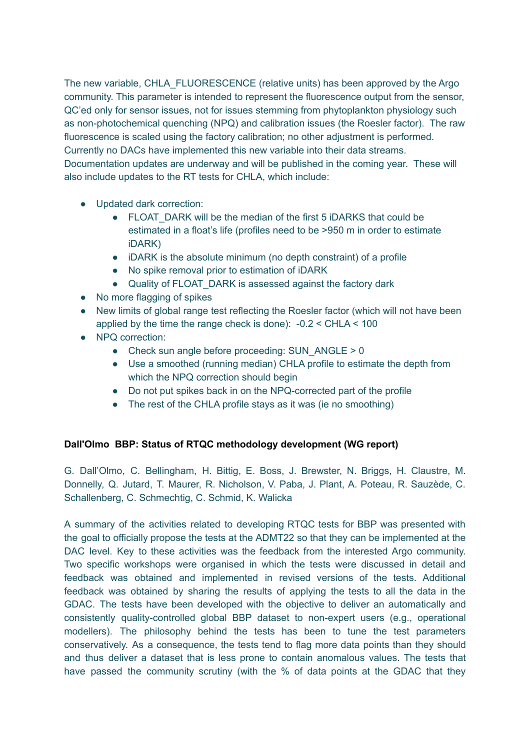The new variable, CHLA_FLUORESCENCE (relative units) has been approved by the Argo community. This parameter is intended to represent the fluorescence output from the sensor, QC'ed only for sensor issues, not for issues stemming from phytoplankton physiology such as non-photochemical quenching (NPQ) and calibration issues (the Roesler factor). The raw fluorescence is scaled using the factory calibration; no other adjustment is performed. Currently no DACs have implemented this new variable into their data streams. Documentation updates are underway and will be published in the coming year. These will also include updates to the RT tests for CHLA, which include:

- Updated dark correction:
  - FLOAT_DARK will be the median of the first 5 iDARKS that could be estimated in a float's life (profiles need to be >950 m in order to estimate iDARK)
  - iDARK is the absolute minimum (no depth constraint) of a profile
  - No spike removal prior to estimation of iDARK
  - Quality of FLOAT_DARK is assessed against the factory dark
- No more flagging of spikes
- New limits of global range test reflecting the Roesler factor (which will not have been applied by the time the range check is done): -0.2 < CHLA < 100
- NPQ correction:
  - Check sun angle before proceeding: SUN_ANGLE > 0
  - Use a smoothed (running median) CHLA profile to estimate the depth from which the NPQ correction should begin
  - Do not put spikes back in on the NPQ-corrected part of the profile
  - The rest of the CHLA profile stays as it was (ie no smoothing)

**Dall'Olmo BBP: Status of RTQC methodology development (WG report)**

G. Dall'Olmo, C. Bellingham, H. Bittig, E. Boss, J. Brewster, N. Briggs, H. Claustre, M. Donnelly, Q. Jutard, T. Maurer, R. Nicholson, V. Paba, J. Plant, A. Poteau, R. Sauzède, C. Schallenberg, C. Schmechtig, C. Schmid, K. Walicka

A summary of the activities related to developing RTQC tests for BBP was presented with the goal to officially propose the tests at the ADMT22 so that they can be implemented at the DAC level. Key to these activities was the feedback from the interested Argo community. Two specific workshops were organised in which the tests were discussed in detail and feedback was obtained and implemented in revised versions of the tests. Additional feedback was obtained by sharing the results of applying the tests to all the data in the GDAC. The tests have been developed with the objective to deliver an automatically and consistently quality-controlled global BBP dataset to non-expert users (e.g., operational modellers). The philosophy behind the tests has been to tune the test parameters conservatively. As a consequence, the tests tend to flag more data points than they should and thus deliver a dataset that is less prone to contain anomalous values. The tests that have passed the community scrutiny (with the % of data points at the GDAC that they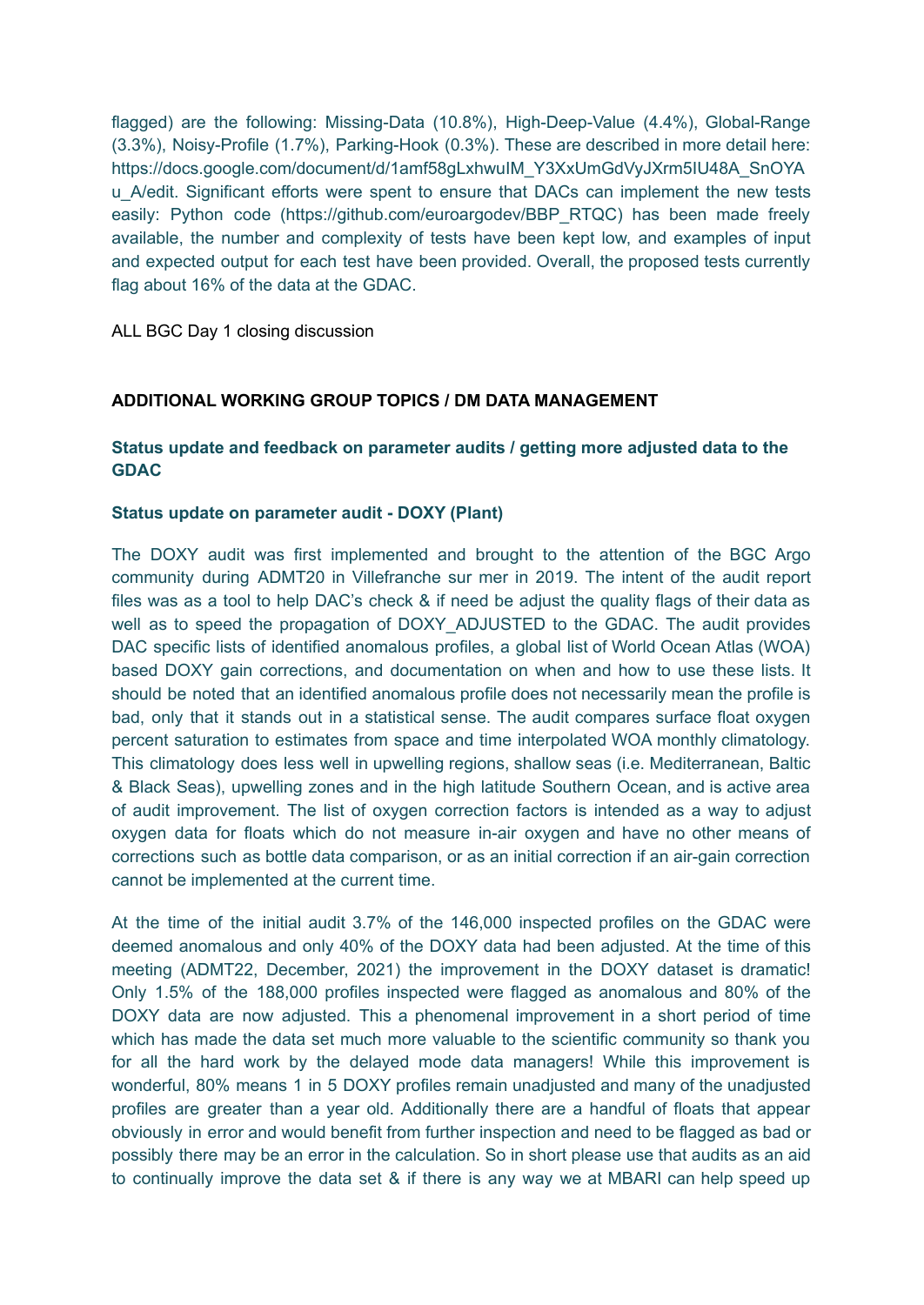flagged) are the following: Missing-Data (10.8%), High-Deep-Value (4.4%), Global-Range (3.3%), Noisy-Profile (1.7%), Parking-Hook (0.3%). These are described in more detail here: https://docs.google.com/document/d/1amf58gLxhwuIM_Y3XxUmGdVyJXrm5IU48A_SnOYAu_A/edit. Significant efforts were spent to ensure that DACs can implement the new tests easily: Python code (https://github.com/euroargodev/BBP_RTQC) has been made freely available, the number and complexity of tests have been kept low, and examples of input and expected output for each test have been provided. Overall, the proposed tests currently flag about 16% of the data at the GDAC.

ALL BGC Day 1 closing discussion

## ADDITIONAL WORKING GROUP TOPICS / DM DATA MANAGEMENT

### Status update and feedback on parameter audits / getting more adjusted data to the GDAC

#### Status update on parameter audit - DOXY (Plant)

The DOXY audit was first implemented and brought to the attention of the BGC Argo community during ADMT20 in Villefranche sur mer in 2019. The intent of the audit report files was as a tool to help DAC's check & if need be adjust the quality flags of their data as well as to speed the propagation of DOXY_ADJUSTED to the GDAC. The audit provides DAC specific lists of identified anomalous profiles, a global list of World Ocean Atlas (WOA) based DOXY gain corrections, and documentation on when and how to use these lists. It should be noted that an identified anomalous profile does not necessarily mean the profile is bad, only that it stands out in a statistical sense. The audit compares surface float oxygen percent saturation to estimates from space and time interpolated WOA monthly climatology. This climatology does less well in upwelling regions, shallow seas (i.e. Mediterranean, Baltic & Black Seas), upwelling zones and in the high latitude Southern Ocean, and is active area of audit improvement. The list of oxygen correction factors is intended as a way to adjust oxygen data for floats which do not measure in-air oxygen and have no other means of corrections such as bottle data comparison, or as an initial correction if an air-gain correction cannot be implemented at the current time.

At the time of the initial audit 3.7% of the 146,000 inspected profiles on the GDAC were deemed anomalous and only 40% of the DOXY data had been adjusted. At the time of this meeting (ADMT22, December, 2021) the improvement in the DOXY dataset is dramatic! Only 1.5% of the 188,000 profiles inspected were flagged as anomalous and 80% of the DOXY data are now adjusted. This a phenomenal improvement in a short period of time which has made the data set much more valuable to the scientific community so thank you for all the hard work by the delayed mode data managers! While this improvement is wonderful, 80% means 1 in 5 DOXY profiles remain unadjusted and many of the unadjusted profiles are greater than a year old. Additionally there are a handful of floats that appear obviously in error and would benefit from further inspection and need to be flagged as bad or possibly there may be an error in the calculation. So in short please use that audits as an aid to continually improve the data set & if there is any way we at MBARI can help speed up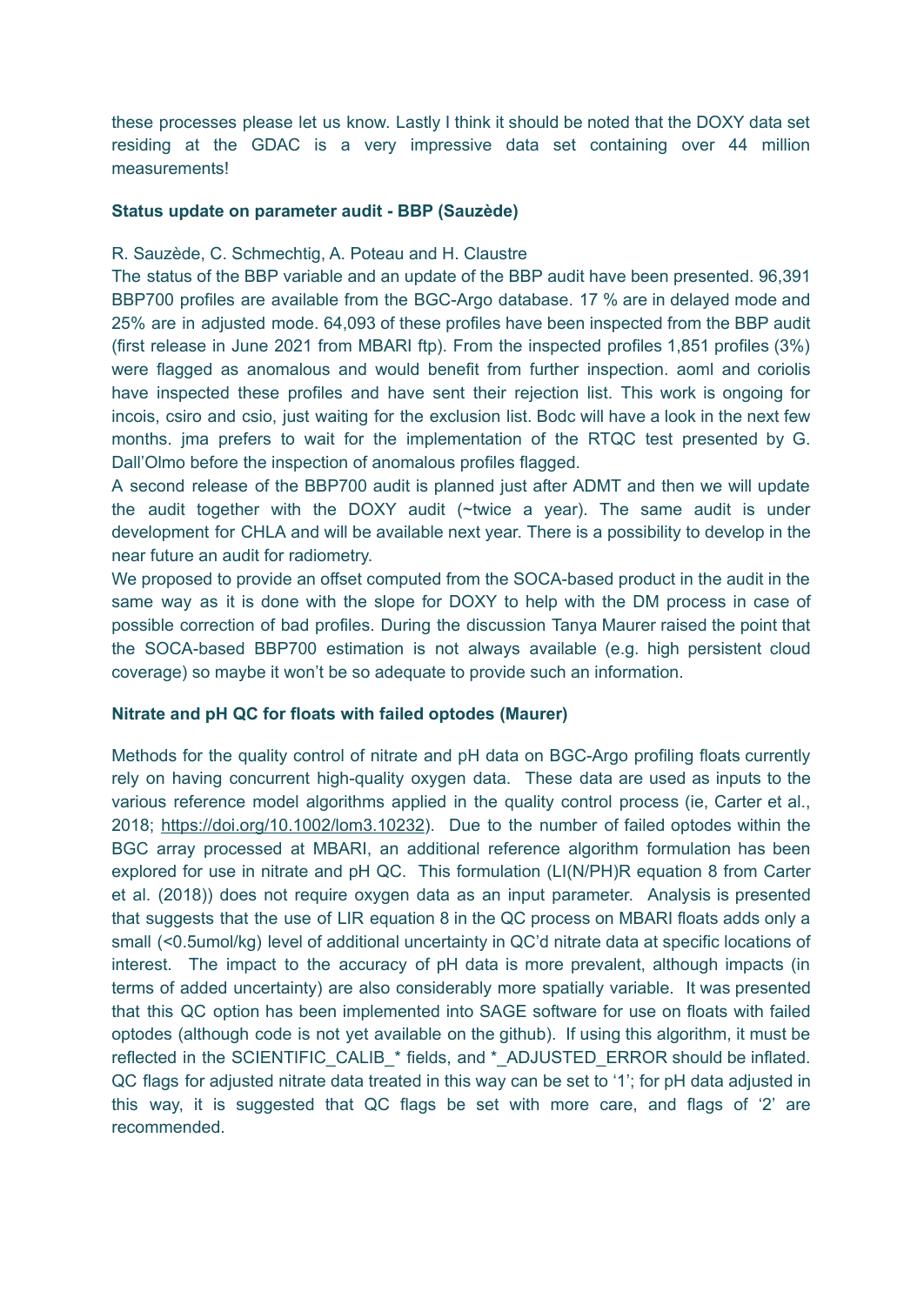these processes please let us know. Lastly I think it should be noted that the DOXY data set residing at the GDAC is a very impressive data set containing over 44 million measurements!

**Status update on parameter audit - BBP (Sauzède)**

R. Sauzède, C. Schmechtig, A. Poteau and H. Claustre

The status of the BBP variable and an update of the BBP audit have been presented. 96,391 BBP700 profiles are available from the BGC-Argo database. 17 % are in delayed mode and 25% are in adjusted mode. 64,093 of these profiles have been inspected from the BBP audit (first release in June 2021 from MBARI ftp). From the inspected profiles 1,851 profiles (3%) were flagged as anomalous and would benefit from further inspection. aoml and coriolis have inspected these profiles and have sent their rejection list. This work is ongoing for incois, csiro and csio, just waiting for the exclusion list. Bodc will have a look in the next few months. jma prefers to wait for the implementation of the RTQC test presented by G. Dall'Olmo before the inspection of anomalous profiles flagged.

A second release of the BBP700 audit is planned just after ADMT and then we will update the audit together with the DOXY audit (~twice a year). The same audit is under development for CHLA and will be available next year. There is a possibility to develop in the near future an audit for radiometry.

We proposed to provide an offset computed from the SOCA-based product in the audit in the same way as it is done with the slope for DOXY to help with the DM process in case of possible correction of bad profiles. During the discussion Tanya Maurer raised the point that the SOCA-based BBP700 estimation is not always available (e.g. high persistent cloud coverage) so maybe it won't be so adequate to provide such an information.

**Nitrate and pH QC for floats with failed optodes (Maurer)**

Methods for the quality control of nitrate and pH data on BGC-Argo profiling floats currently rely on having concurrent high-quality oxygen data. These data are used as inputs to the various reference model algorithms applied in the quality control process (ie, Carter et al., 2018; https://doi.org/10.1002/lom3.10232). Due to the number of failed optodes within the BGC array processed at MBARI, an additional reference algorithm formulation has been explored for use in nitrate and pH QC. This formulation (LI(N/PH)R equation 8 from Carter et al. (2018)) does not require oxygen data as an input parameter. Analysis is presented that suggests that the use of LIR equation 8 in the QC process on MBARI floats adds only a small (<0.5umol/kg) level of additional uncertainty in QC'd nitrate data at specific locations of interest. The impact to the accuracy of pH data is more prevalent, although impacts (in terms of added uncertainty) are also considerably more spatially variable. It was presented that this QC option has been implemented into SAGE software for use on floats with failed optodes (although code is not yet available on the github). If using this algorithm, it must be reflected in the SCIENTIFIC_CALIB_* fields, and *_ADJUSTED_ERROR should be inflated. QC flags for adjusted nitrate data treated in this way can be set to '1'; for pH data adjusted in this way, it is suggested that QC flags be set with more care, and flags of '2' are recommended.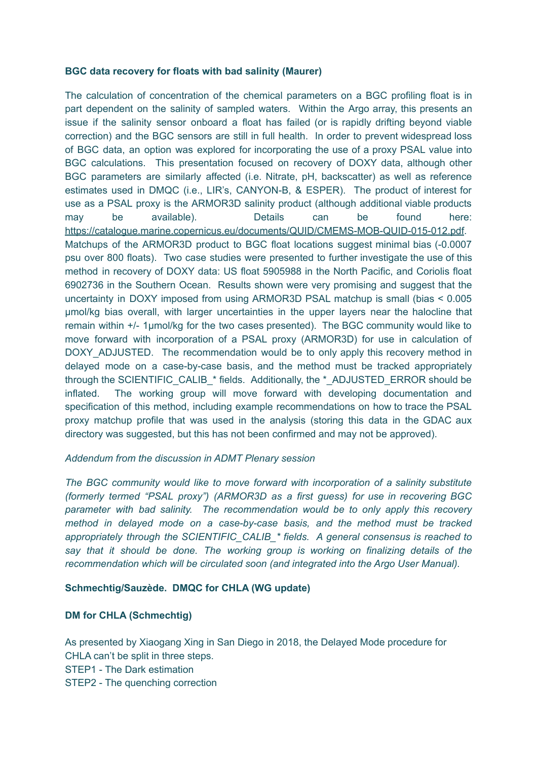**BGC data recovery for floats with bad salinity (Maurer)**

The calculation of concentration of the chemical parameters on a BGC profiling float is in part dependent on the salinity of sampled waters. Within the Argo array, this presents an issue if the salinity sensor onboard a float has failed (or is rapidly drifting beyond viable correction) and the BGC sensors are still in full health. In order to prevent widespread loss of BGC data, an option was explored for incorporating the use of a proxy PSAL value into BGC calculations. This presentation focused on recovery of DOXY data, although other BGC parameters are similarly affected (i.e. Nitrate, pH, backscatter) as well as reference estimates used in DMQC (i.e., LIR's, CANYON-B, & ESPER). The product of interest for use as a PSAL proxy is the ARMOR3D salinity product (although additional viable products may be available). Details can be found here: https://catalogue.marine.copernicus.eu/documents/QUID/CMEMS-MOB-QUID-015-012.pdf. Matchups of the ARMOR3D product to BGC float locations suggest minimal bias (-0.0007 psu over 800 floats). Two case studies were presented to further investigate the use of this method in recovery of DOXY data: US float 5905988 in the North Pacific, and Coriolis float 6902736 in the Southern Ocean. Results shown were very promising and suggest that the uncertainty in DOXY imposed from using ARMOR3D PSAL matchup is small (bias < 0.005 µmol/kg bias overall, with larger uncertainties in the upper layers near the halocline that remain within +/- 1µmol/kg for the two cases presented). The BGC community would like to move forward with incorporation of a PSAL proxy (ARMOR3D) for use in calculation of DOXY_ADJUSTED. The recommendation would be to only apply this recovery method in delayed mode on a case-by-case basis, and the method must be tracked appropriately through the SCIENTIFIC_CALIB_* fields. Additionally, the *_ADJUSTED_ERROR should be inflated. The working group will move forward with developing documentation and specification of this method, including example recommendations on how to trace the PSAL proxy matchup profile that was used in the analysis (storing this data in the GDAC aux directory was suggested, but this has not been confirmed and may not be approved).

*Addendum from the discussion in ADMT Plenary session*

*The BGC community would like to move forward with incorporation of a salinity substitute (formerly termed "PSAL proxy") (ARMOR3D as a first guess) for use in recovering BGC parameter with bad salinity. The recommendation would be to only apply this recovery method in delayed mode on a case-by-case basis, and the method must be tracked appropriately through the SCIENTIFIC_CALIB_* fields. A general consensus is reached to say that it should be done. The working group is working on finalizing details of the recommendation which will be circulated soon (and integrated into the Argo User Manual).*

**Schmechtig/Sauzède. DMQC for CHLA (WG update)**

**DM for CHLA (Schmechtig)**

As presented by Xiaogang Xing in San Diego in 2018, the Delayed Mode procedure for CHLA can't be split in three steps.
STEP1 - The Dark estimation
STEP2 - The quenching correction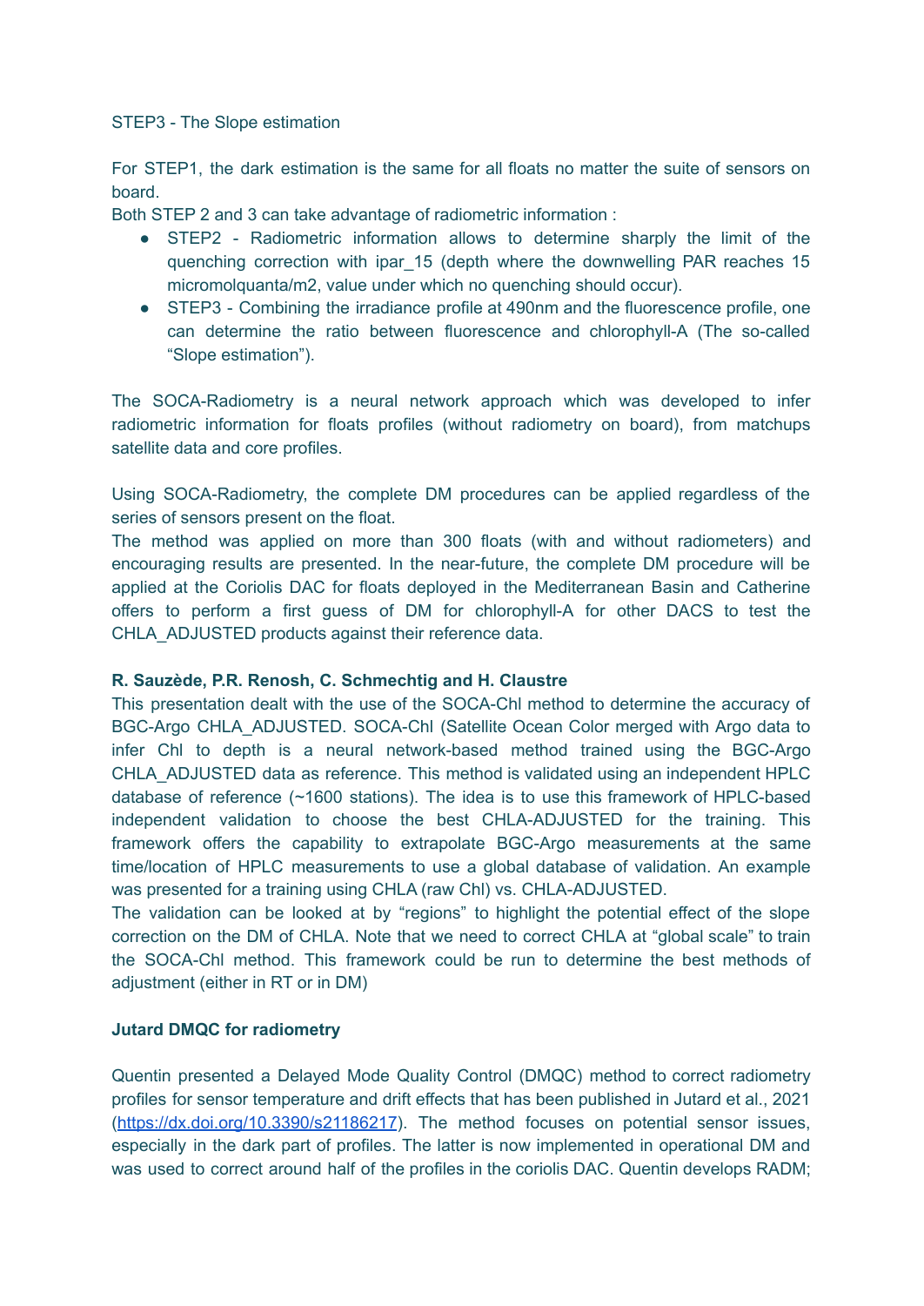STEP3 - The Slope estimation

For STEP1, the dark estimation is the same for all floats no matter the suite of sensors on board.

Both STEP 2 and 3 can take advantage of radiometric information :

- STEP2 - Radiometric information allows to determine sharply the limit of the quenching correction with ipar_15 (depth where the downwelling PAR reaches 15 micromolquanta/m2, value under which no quenching should occur).
- STEP3 - Combining the irradiance profile at 490nm and the fluorescence profile, one can determine the ratio between fluorescence and chlorophyll-A (The so-called "Slope estimation").

The SOCA-Radiometry is a neural network approach which was developed to infer radiometric information for floats profiles (without radiometry on board), from matchups satellite data and core profiles.

Using SOCA-Radiometry, the complete DM procedures can be applied regardless of the series of sensors present on the float.

The method was applied on more than 300 floats (with and without radiometers) and encouraging results are presented. In the near-future, the complete DM procedure will be applied at the Coriolis DAC for floats deployed in the Mediterranean Basin and Catherine offers to perform a first guess of DM for chlorophyll-A for other DACS to test the CHLA_ADJUSTED products against their reference data.

**R. Sauzède, P.R. Renosh, C. Schmechtig and H. Claustre**

This presentation dealt with the use of the SOCA-Chl method to determine the accuracy of BGC-Argo CHLA_ADJUSTED. SOCA-Chl (Satellite Ocean Color merged with Argo data to infer Chl to depth is a neural network-based method trained using the BGC-Argo CHLA_ADJUSTED data as reference. This method is validated using an independent HPLC database of reference (~1600 stations). The idea is to use this framework of HPLC-based independent validation to choose the best CHLA-ADJUSTED for the training. This framework offers the capability to extrapolate BGC-Argo measurements at the same time/location of HPLC measurements to use a global database of validation. An example was presented for a training using CHLA (raw Chl) vs. CHLA-ADJUSTED.

The validation can be looked at by "regions" to highlight the potential effect of the slope correction on the DM of CHLA. Note that we need to correct CHLA at "global scale" to train the SOCA-Chl method. This framework could be run to determine the best methods of adjustment (either in RT or in DM)

**Jutard DMQC for radiometry**

Quentin presented a Delayed Mode Quality Control (DMQC) method to correct radiometry profiles for sensor temperature and drift effects that has been published in Jutard et al., 2021 (https://dx.doi.org/10.3390/s21186217). The method focuses on potential sensor issues, especially in the dark part of profiles. The latter is now implemented in operational DM and was used to correct around half of the profiles in the coriolis DAC. Quentin develops RADM;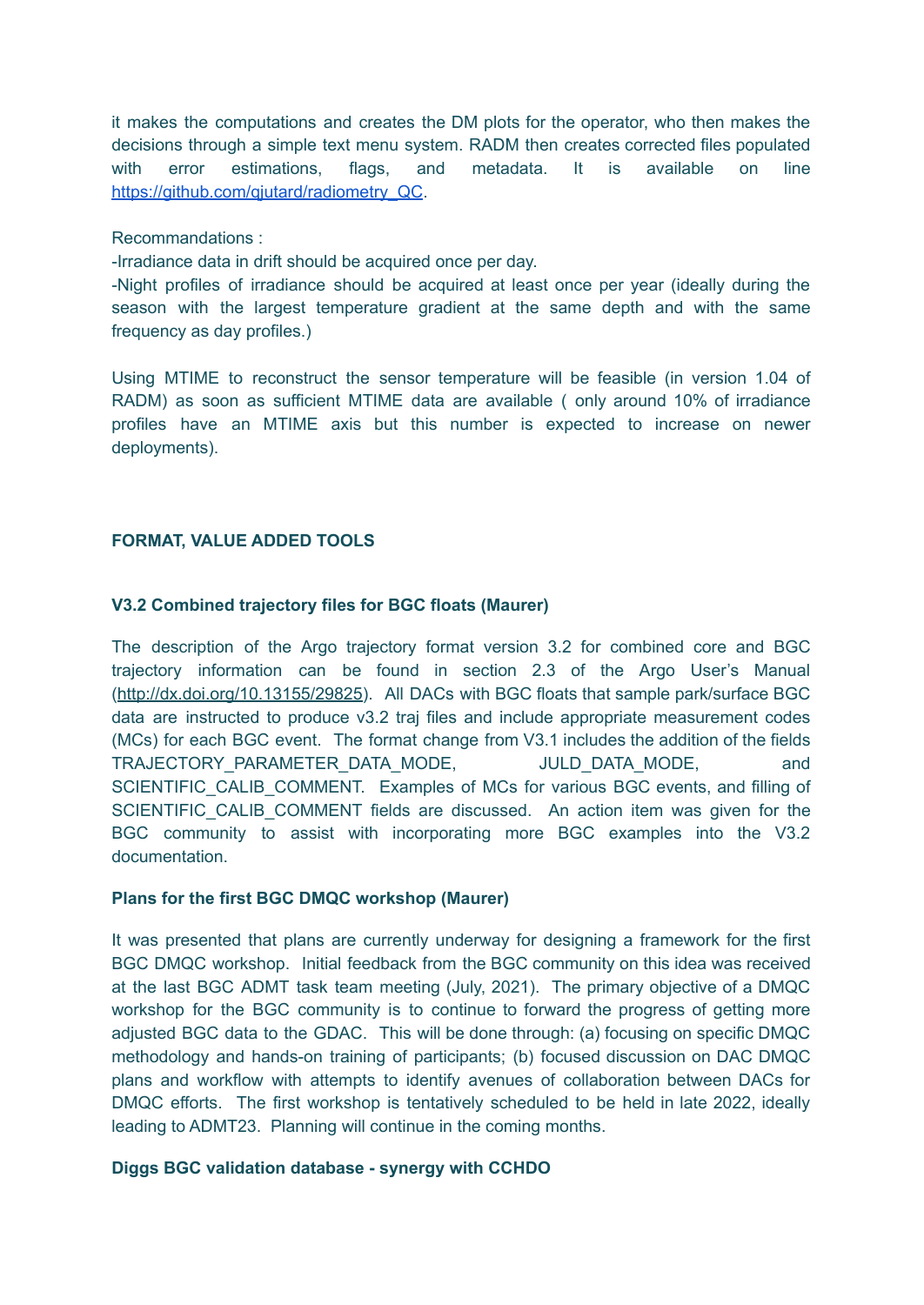it makes the computations and creates the DM plots for the operator, who then makes the decisions through a simple text menu system. RADM then creates corrected files populated with error estimations, flags, and metadata. It is available on line https://github.com/qjutard/radiometry_QC.

Recommandations :

-Irradiance data in drift should be acquired once per day.

-Night profiles of irradiance should be acquired at least once per year (ideally during the season with the largest temperature gradient at the same depth and with the same frequency as day profiles.)

Using MTIME to reconstruct the sensor temperature will be feasible (in version 1.04 of RADM) as soon as sufficient MTIME data are available ( only around 10% of irradiance profiles have an MTIME axis but this number is expected to increase on newer deployments).

## FORMAT, VALUE ADDED TOOLS

### V3.2 Combined trajectory files for BGC floats (Maurer)

The description of the Argo trajectory format version 3.2 for combined core and BGC trajectory information can be found in section 2.3 of the Argo User's Manual (http://dx.doi.org/10.13155/29825). All DACs with BGC floats that sample park/surface BGC data are instructed to produce v3.2 traj files and include appropriate measurement codes (MCs) for each BGC event. The format change from V3.1 includes the addition of the fields TRAJECTORY_PARAMETER_DATA_MODE, JULD_DATA_MODE, and SCIENTIFIC_CALIB_COMMENT. Examples of MCs for various BGC events, and filling of SCIENTIFIC_CALIB_COMMENT fields are discussed. An action item was given for the BGC community to assist with incorporating more BGC examples into the V3.2 documentation.

### Plans for the first BGC DMQC workshop (Maurer)

It was presented that plans are currently underway for designing a framework for the first BGC DMQC workshop. Initial feedback from the BGC community on this idea was received at the last BGC ADMT task team meeting (July, 2021). The primary objective of a DMQC workshop for the BGC community is to continue to forward the progress of getting more adjusted BGC data to the GDAC. This will be done through: (a) focusing on specific DMQC methodology and hands-on training of participants; (b) focused discussion on DAC DMQC plans and workflow with attempts to identify avenues of collaboration between DACs for DMQC efforts. The first workshop is tentatively scheduled to be held in late 2022, ideally leading to ADMT23. Planning will continue in the coming months.

### Diggs BGC validation database - synergy with CCHDO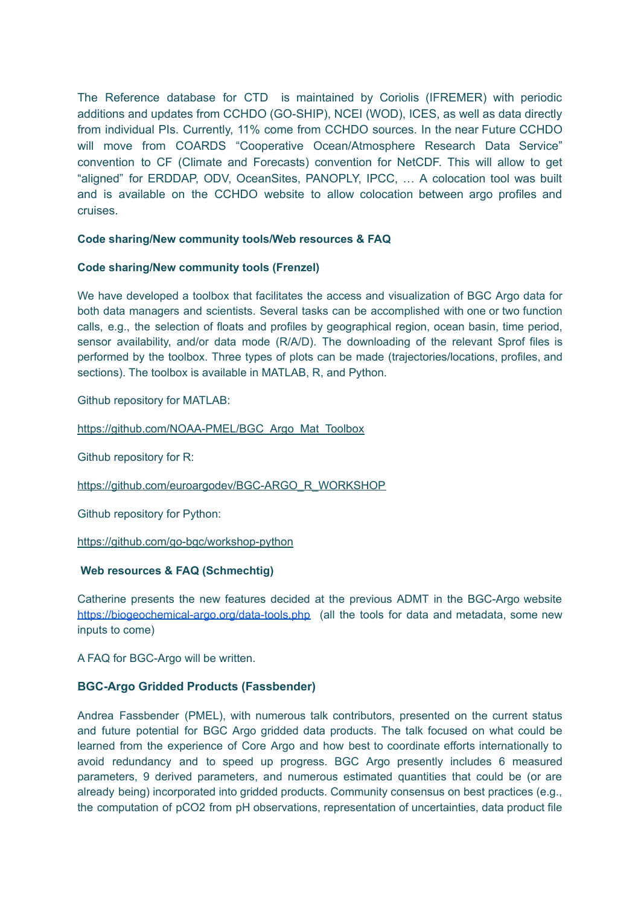The Reference database for CTD is maintained by Coriolis (IFREMER) with periodic additions and updates from CCHDO (GO-SHIP), NCEI (WOD), ICES, as well as data directly from individual PIs. Currently, 11% come from CCHDO sources. In the near Future CCHDO will move from COARDS “Cooperative Ocean/Atmosphere Research Data Service” convention to CF (Climate and Forecasts) convention for NetCDF. This will allow to get “aligned” for ERDDAP, ODV, OceanSites, PANOPLY, IPCC, … A colocation tool was built and is available on the CCHDO website to allow colocation between argo profiles and cruises.

### Code sharing/New community tools/Web resources & FAQ

#### Code sharing/New community tools (Frenzel)

We have developed a toolbox that facilitates the access and visualization of BGC Argo data for both data managers and scientists. Several tasks can be accomplished with one or two function calls, e.g., the selection of floats and profiles by geographical region, ocean basin, time period, sensor availability, and/or data mode (R/A/D). The downloading of the relevant Sprof files is performed by the toolbox. Three types of plots can be made (trajectories/locations, profiles, and sections). The toolbox is available in MATLAB, R, and Python.

Github repository for MATLAB:

https://github.com/NOAA-PMEL/BGC_Argo_Mat_Toolbox

Github repository for R:

https://github.com/euroargodev/BGC-ARGO_R_WORKSHOP

Github repository for Python:

https://github.com/go-bgc/workshop-python

#### Web resources & FAQ (Schmechtig)

Catherine presents the new features decided at the previous ADMT in the BGC-Argo website https://biogeochemical-argo.org/data-tools.php (all the tools for data and metadata, some new inputs to come)

A FAQ for BGC-Argo will be written.

### BGC-Argo Gridded Products (Fassbender)

Andrea Fassbender (PMEL), with numerous talk contributors, presented on the current status and future potential for BGC Argo gridded data products. The talk focused on what could be learned from the experience of Core Argo and how best to coordinate efforts internationally to avoid redundancy and to speed up progress. BGC Argo presently includes 6 measured parameters, 9 derived parameters, and numerous estimated quantities that could be (or are already being) incorporated into gridded products. Community consensus on best practices (e.g., the computation of $pCO_2$ from pH observations, representation of uncertainties, data product file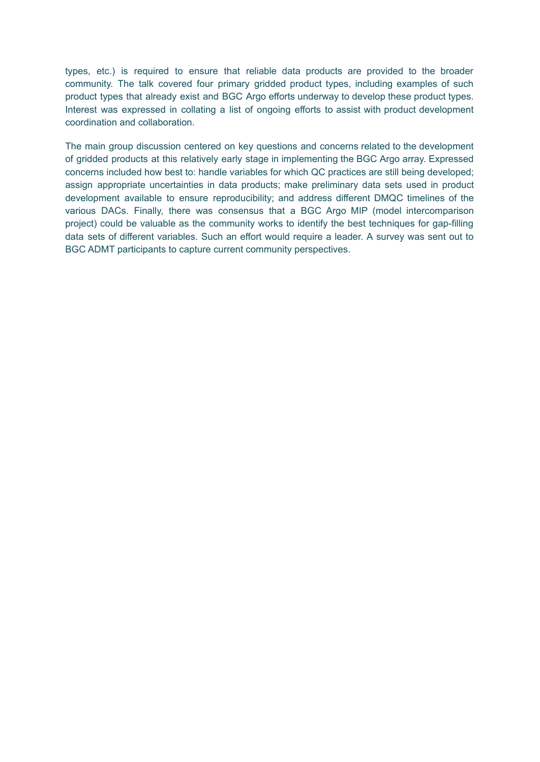types, etc.) is required to ensure that reliable data products are provided to the broader community. The talk covered four primary gridded product types, including examples of such product types that already exist and BGC Argo efforts underway to develop these product types. Interest was expressed in collating a list of ongoing efforts to assist with product development coordination and collaboration.

The main group discussion centered on key questions and concerns related to the development of gridded products at this relatively early stage in implementing the BGC Argo array. Expressed concerns included how best to: handle variables for which QC practices are still being developed; assign appropriate uncertainties in data products; make preliminary data sets used in product development available to ensure reproducibility; and address different DMQC timelines of the various DACs. Finally, there was consensus that a BGC Argo MIP (model intercomparison project) could be valuable as the community works to identify the best techniques for gap-filling data sets of different variables. Such an effort would require a leader. A survey was sent out to BGC ADMT participants to capture current community perspectives.